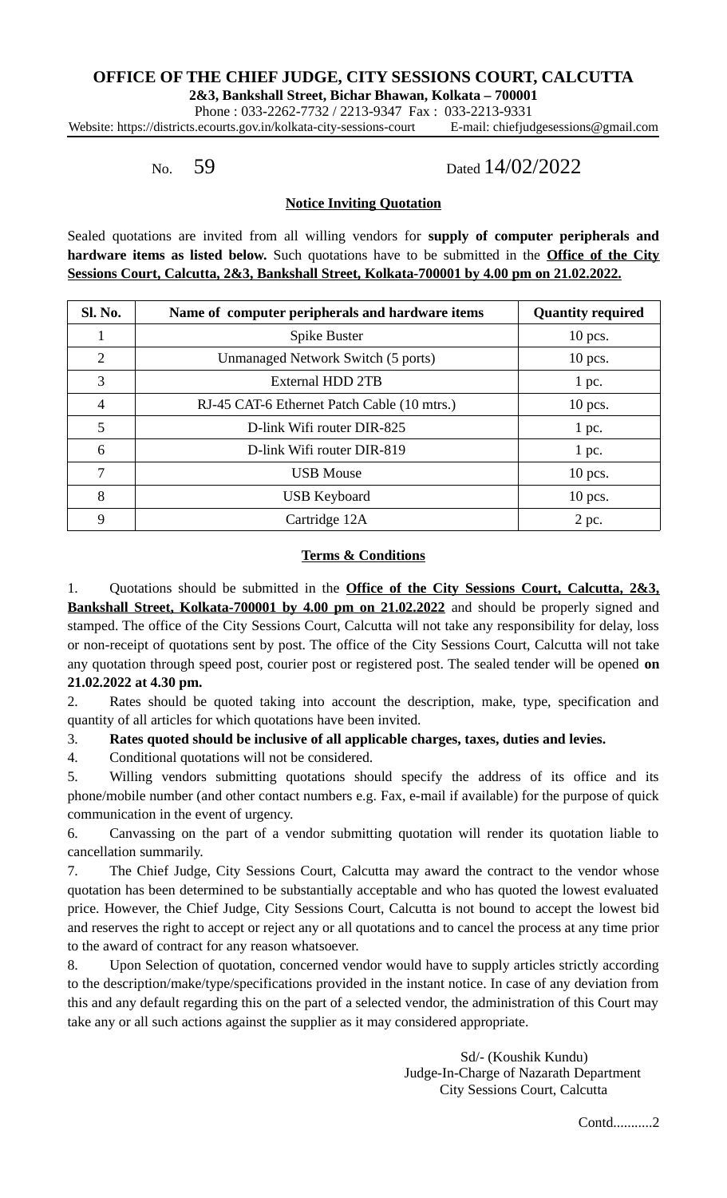# OFFICE OF THE CHIEF JUDGE, CITY SESSIONS COURT, CALCUTTA

**2&3, Bankshall Street, Bichar Bhawan, Kolkata – 700001**

Phone : 033-2262-7732 / 2213-9347 Fax : 033-2213-9331

Website: https://districts.ecourts.gov.in/kolkata-city-sessions-court E-mail: chiefjudgesessions@gmail.com

No. 59 Dated 14/02/2022

**Notice Inviting Quotation**

Sealed quotations are invited from all willing vendors for **supply of computer peripherals and hardware items as listed below.** Such quotations have to be submitted in the **Office of the City Sessions Court, Calcutta, 2&3, Bankshall Street, Kolkata-700001 by 4.00 pm on 21.02.2022.**

| Sl. No. | Name of computer peripherals and hardware items | Quantity required |
|---|---|---|
| 1 | Spike Buster | 10 pcs. |
| 2 | Unmanaged Network Switch (5 ports) | 10 pcs. |
| 3 | External HDD 2TB | 1 pc. |
| 4 | RJ-45 CAT-6 Ethernet Patch Cable (10 mtrs.) | 10 pcs. |
| 5 | D-link Wifi router DIR-825 | 1 pc. |
| 6 | D-link Wifi router DIR-819 | 1 pc. |
| 7 | USB Mouse | 10 pcs. |
| 8 | USB Keyboard | 10 pcs. |
| 9 | Cartridge 12A | 2 pc. |

**Terms & Conditions**

1. Quotations should be submitted in the **Office of the City Sessions Court, Calcutta, 2&3, Bankshall Street, Kolkata-700001 by 4.00 pm on 21.02.2022** and should be properly signed and stamped. The office of the City Sessions Court, Calcutta will not take any responsibility for delay, loss or non-receipt of quotations sent by post. The office of the City Sessions Court, Calcutta will not take any quotation through speed post, courier post or registered post. The sealed tender will be opened **on 21.02.2022 at 4.30 pm.**
2. Rates should be quoted taking into account the description, make, type, specification and quantity of all articles for which quotations have been invited.
3. **Rates quoted should be inclusive of all applicable charges, taxes, duties and levies.**
4. Conditional quotations will not be considered.
5. Willing vendors submitting quotations should specify the address of its office and its phone/mobile number (and other contact numbers e.g. Fax, e-mail if available) for the purpose of quick communication in the event of urgency.
6. Canvassing on the part of a vendor submitting quotation will render its quotation liable to cancellation summarily.
7. The Chief Judge, City Sessions Court, Calcutta may award the contract to the vendor whose quotation has been determined to be substantially acceptable and who has quoted the lowest evaluated price. However, the Chief Judge, City Sessions Court, Calcutta is not bound to accept the lowest bid and reserves the right to accept or reject any or all quotations and to cancel the process at any time prior to the award of contract for any reason whatsoever.
8. Upon Selection of quotation, concerned vendor would have to supply articles strictly according to the description/make/type/specifications provided in the instant notice. In case of any deviation from this and any default regarding this on the part of a selected vendor, the administration of this Court may take any or all such actions against the supplier as it may considered appropriate.

Sd/- (Koushik Kundu)
Judge-In-Charge of Nazarath Department
City Sessions Court, Calcutta

Contd...........2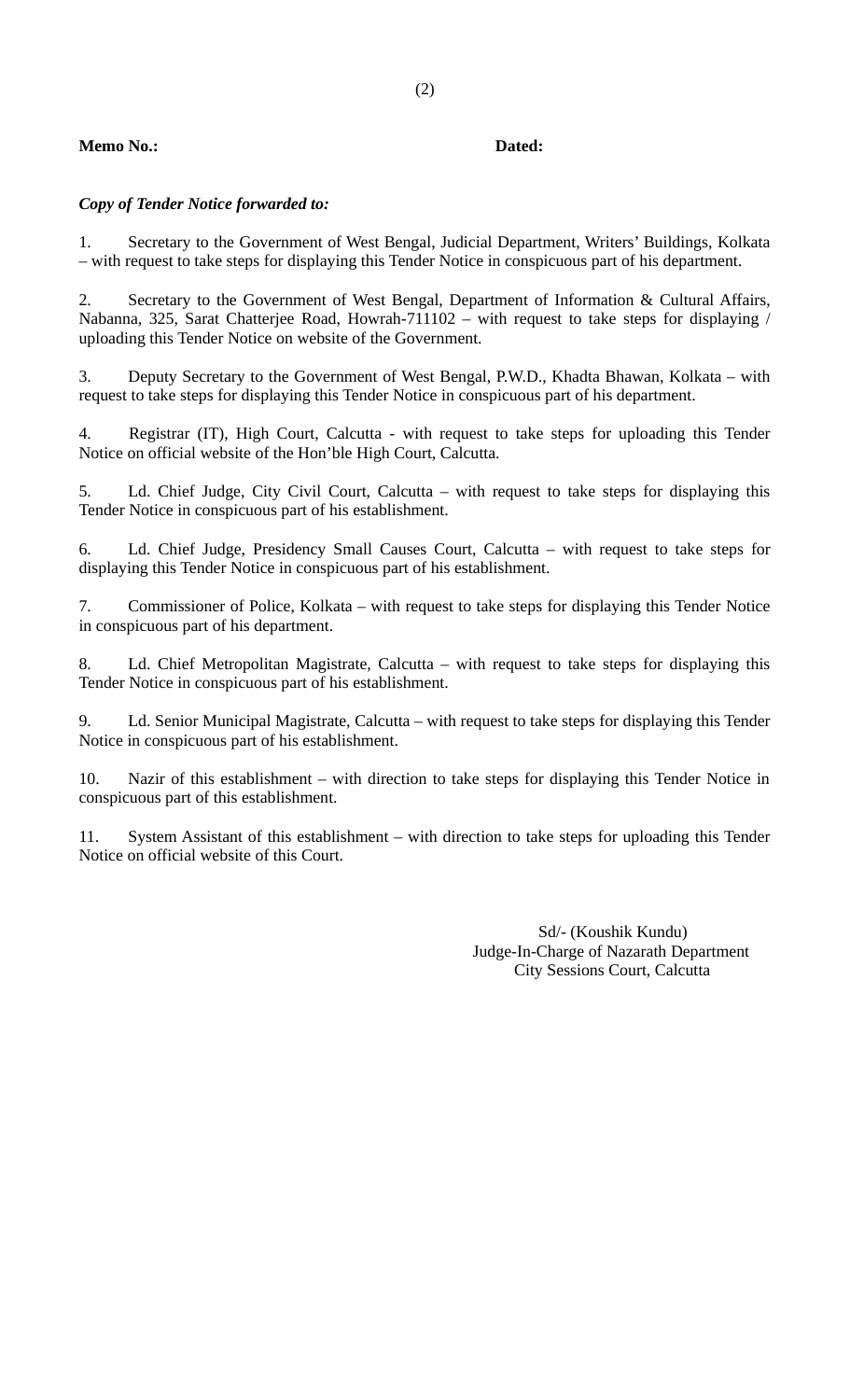**Memo No.:** **Dated:**

***Copy of Tender Notice forwarded to:***

1. Secretary to the Government of West Bengal, Judicial Department, Writers' Buildings, Kolkata – with request to take steps for displaying this Tender Notice in conspicuous part of his department.

2. Secretary to the Government of West Bengal, Department of Information & Cultural Affairs, Nabanna, 325, Sarat Chatterjee Road, Howrah-711102 – with request to take steps for displaying / uploading this Tender Notice on website of the Government.

3. Deputy Secretary to the Government of West Bengal, P.W.D., Khadta Bhawan, Kolkata – with request to take steps for displaying this Tender Notice in conspicuous part of his department.

4. Registrar (IT), High Court, Calcutta - with request to take steps for uploading this Tender Notice on official website of the Hon'ble High Court, Calcutta.

5. Ld. Chief Judge, City Civil Court, Calcutta – with request to take steps for displaying this Tender Notice in conspicuous part of his establishment.

6. Ld. Chief Judge, Presidency Small Causes Court, Calcutta – with request to take steps for displaying this Tender Notice in conspicuous part of his establishment.

7. Commissioner of Police, Kolkata – with request to take steps for displaying this Tender Notice in conspicuous part of his department.

8. Ld. Chief Metropolitan Magistrate, Calcutta – with request to take steps for displaying this Tender Notice in conspicuous part of his establishment.

9. Ld. Senior Municipal Magistrate, Calcutta – with request to take steps for displaying this Tender Notice in conspicuous part of his establishment.

10. Nazir of this establishment – with direction to take steps for displaying this Tender Notice in conspicuous part of this establishment.

11. System Assistant of this establishment – with direction to take steps for uploading this Tender Notice on official website of this Court.

Sd/- (Koushik Kundu)
Judge-In-Charge of Nazarath Department
City Sessions Court, Calcutta